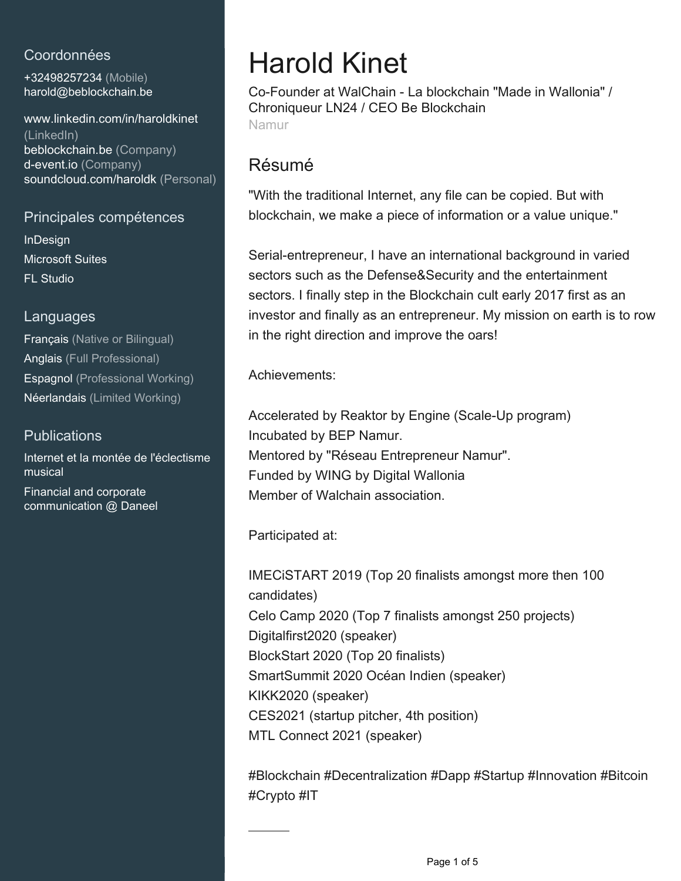## Coordonnées

+32498257234 (Mobile)
harold@beblockchain.be

www.linkedin.com/in/haroldkinet (LinkedIn)
beblockchain.be (Company)
d-event.io (Company)
soundcloud.com/haroldk (Personal)

## Principales compétences

InDesign
Microsoft Suites
FL Studio

## Languages

Français (Native or Bilingual)
Anglais (Full Professional)
Espagnol (Professional Working)
Néerlandais (Limited Working)

## Publications

Internet et la montée de l'éclectisme musical
Financial and corporate communication @ Daneel

# Harold Kinet

Co-Founder at WalChain - La blockchain "Made in Wallonia" / Chroniqueur LN24 / CEO Be Blockchain
Namur

## Résumé

"With the traditional Internet, any file can be copied. But with blockchain, we make a piece of information or a value unique."

Serial-entrepreneur, I have an international background in varied sectors such as the Defense&Security and the entertainment sectors. I finally step in the Blockchain cult early 2017 first as an investor and finally as an entrepreneur. My mission on earth is to row in the right direction and improve the oars!

Achievements:

Accelerated by Reaktor by Engine (Scale-Up program)
Incubated by BEP Namur.
Mentored by "Réseau Entrepreneur Namur".
Funded by WING by Digital Wallonia
Member of Walchain association.

Participated at:

IMECiSTART 2019 (Top 20 finalists amongst more then 100 candidates)
Celo Camp 2020 (Top 7 finalists amongst 250 projects)
Digitalfirst2020 (speaker)
BlockStart 2020 (Top 20 finalists)
SmartSummit 2020 Océan Indien (speaker)
KIKK2020 (speaker)
CES2021 (startup pitcher, 4th position)
MTL Connect 2021 (speaker)

#Blockchain #Decentralization #Dapp #Startup #Innovation #Bitcoin #Crypto #IT

---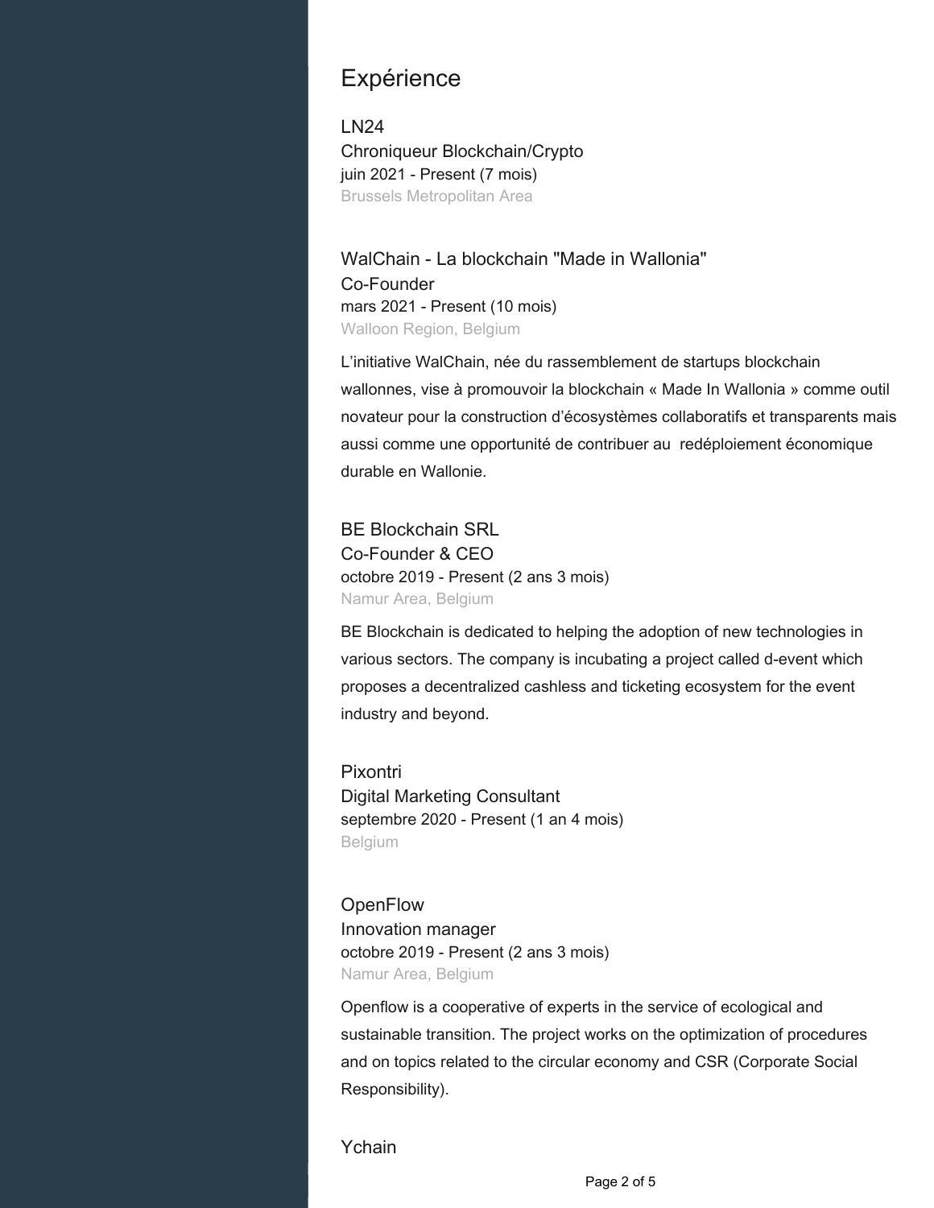## Expérience

### LN24
Chroniqueur Blockchain/Crypto
juin 2021 - Present (7 mois)
Brussels Metropolitan Area

### WalChain - La blockchain "Made in Wallonia"
Co-Founder
mars 2021 - Present (10 mois)
Walloon Region, Belgium

L'initiative WalChain, née du rassemblement de startups blockchain wallonnes, vise à promouvoir la blockchain « Made In Wallonia » comme outil novateur pour la construction d'écosystèmes collaboratifs et transparents mais aussi comme une opportunité de contribuer au redéploiement économique durable en Wallonie.

### BE Blockchain SRL
Co-Founder & CEO
octobre 2019 - Present (2 ans 3 mois)
Namur Area, Belgium

BE Blockchain is dedicated to helping the adoption of new technologies in various sectors. The company is incubating a project called d-event which proposes a decentralized cashless and ticketing ecosystem for the event industry and beyond.

### Pixontri
Digital Marketing Consultant
septembre 2020 - Present (1 an 4 mois)
Belgium

### OpenFlow
Innovation manager
octobre 2019 - Present (2 ans 3 mois)
Namur Area, Belgium

Openflow is a cooperative of experts in the service of ecological and sustainable transition. The project works on the optimization of procedures and on topics related to the circular economy and CSR (Corporate Social Responsibility).

### Ychain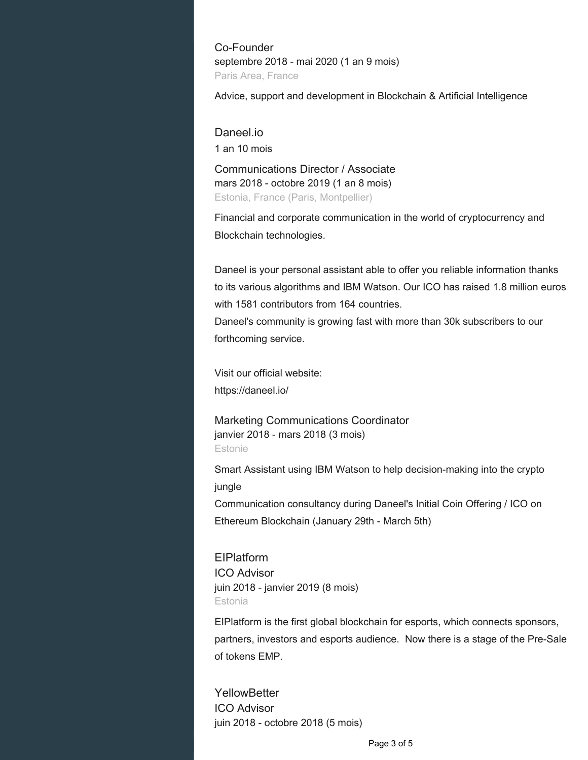### Co-Founder
septembre 2018 - mai 2020 (1 an 9 mois)
Paris Area, France

Advice, support and development in Blockchain & Artificial Intelligence

## Daneel.io
1 an 10 mois

### Communications Director / Associate
mars 2018 - octobre 2019 (1 an 8 mois)
Estonia, France (Paris, Montpellier)

Financial and corporate communication in the world of cryptocurrency and Blockchain technologies.

Daneel is your personal assistant able to offer you reliable information thanks to its various algorithms and IBM Watson. Our ICO has raised 1.8 million euros with 1581 contributors from 164 countries.
Daneel's community is growing fast with more than 30k subscribers to our forthcoming service.

Visit our official website:
https://daneel.io/

### Marketing Communications Coordinator
janvier 2018 - mars 2018 (3 mois)
Estonie

Smart Assistant using IBM Watson to help decision-making into the crypto jungle
Communication consultancy during Daneel's Initial Coin Offering / ICO on Ethereum Blockchain (January 29th - March 5th)

## EIPlatform
### ICO Advisor
juin 2018 - janvier 2019 (8 mois)
Estonia

EIPlatform is the first global blockchain for esports, which connects sponsors, partners, investors and esports audience. Now there is a stage of the Pre-Sale of tokens EMP.

## YellowBetter
### ICO Advisor
juin 2018 - octobre 2018 (5 mois)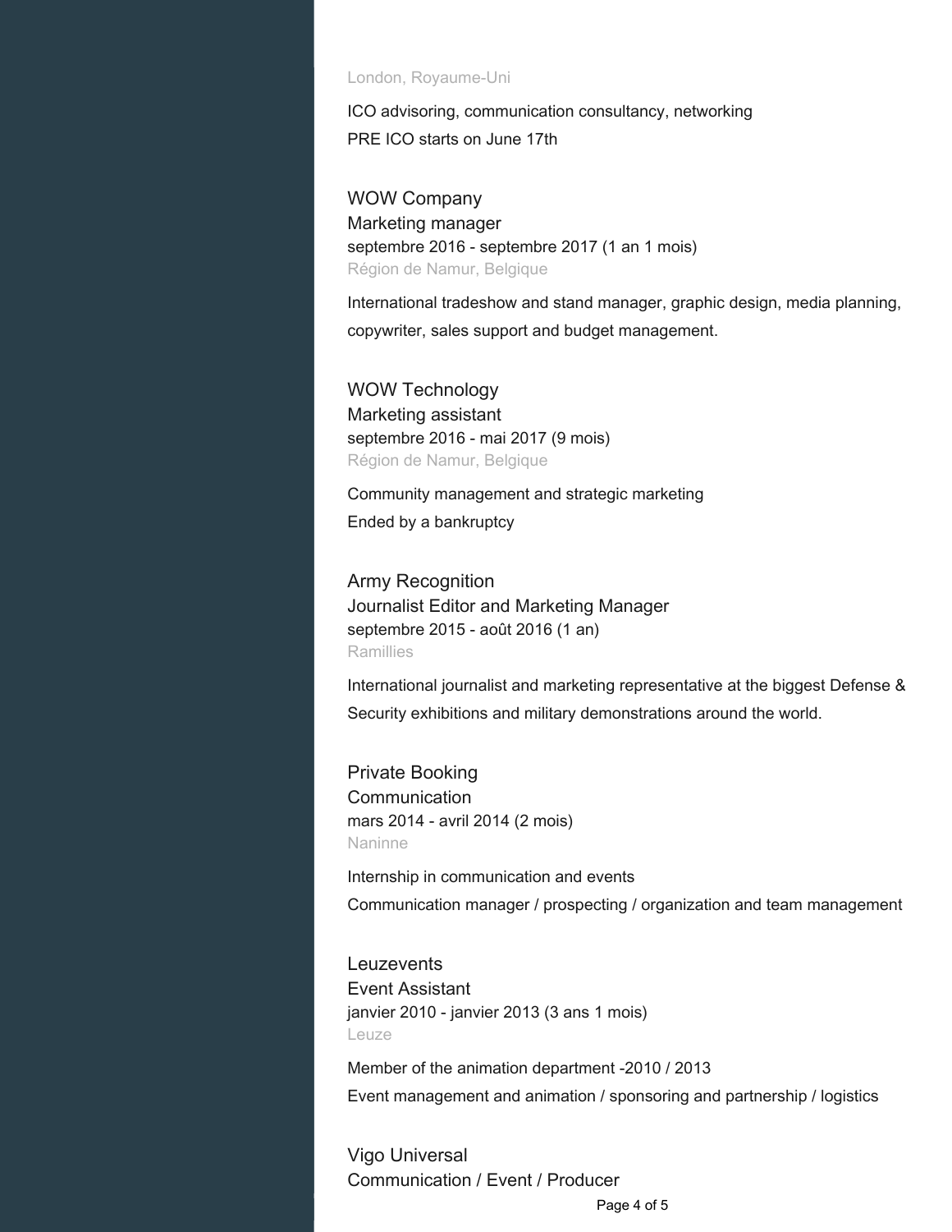London, Royaume-Uni

ICO advisoring, communication consultancy, networking

PRE ICO starts on June 17th

### WOW Company

Marketing manager

septembre 2016 - septembre 2017 (1 an 1 mois)

Région de Namur, Belgique

International tradeshow and stand manager, graphic design, media planning, copywriter, sales support and budget management.

### WOW Technology

Marketing assistant

septembre 2016 - mai 2017 (9 mois)

Région de Namur, Belgique

Community management and strategic marketing

Ended by a bankruptcy

### Army Recognition

Journalist Editor and Marketing Manager

septembre 2015 - août 2016 (1 an)

Ramillies

International journalist and marketing representative at the biggest Defense & Security exhibitions and military demonstrations around the world.

### Private Booking

Communication

mars 2014 - avril 2014 (2 mois)

Naninne

Internship in communication and events

Communication manager / prospecting / organization and team management

### Leuzevents

Event Assistant

janvier 2010 - janvier 2013 (3 ans 1 mois)

Leuze

Member of the animation department -2010 / 2013

Event management and animation / sponsoring and partnership / logistics

### Vigo Universal

Communication / Event / Producer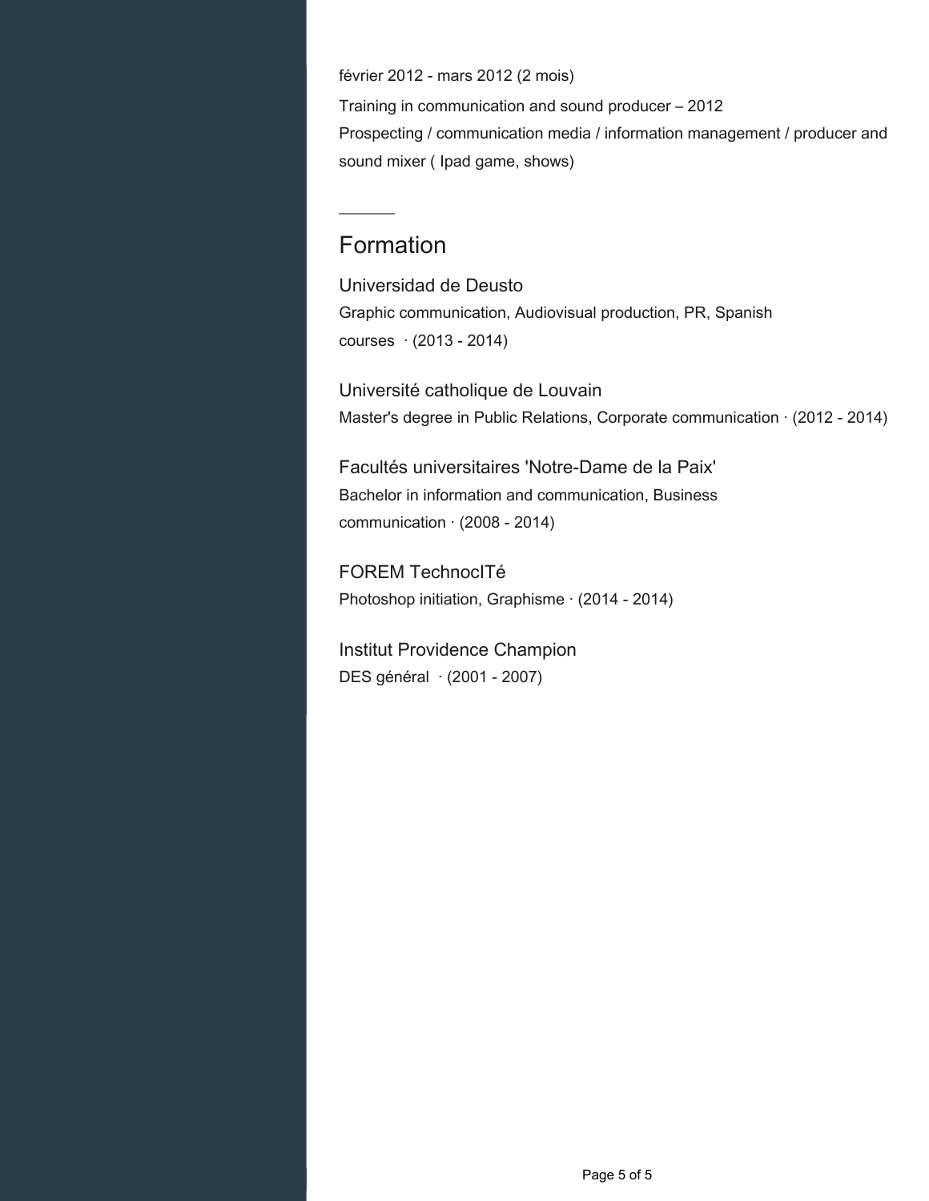février 2012 - mars 2012 (2 mois)

Training in communication and sound producer – 2012

Prospecting / communication media / information management / producer and sound mixer ( Ipad game, shows)

## Formation

### Universidad de Deusto

Graphic communication, Audiovisual production, PR, Spanish courses · (2013 - 2014)

### Université catholique de Louvain

Master's degree in Public Relations, Corporate communication · (2012 - 2014)

### Facultés universitaires 'Notre-Dame de la Paix'

Bachelor in information and communication, Business communication · (2008 - 2014)

### FOREM TechnocITé

Photoshop initiation, Graphisme · (2014 - 2014)

### Institut Providence Champion

DES général · (2001 - 2007)